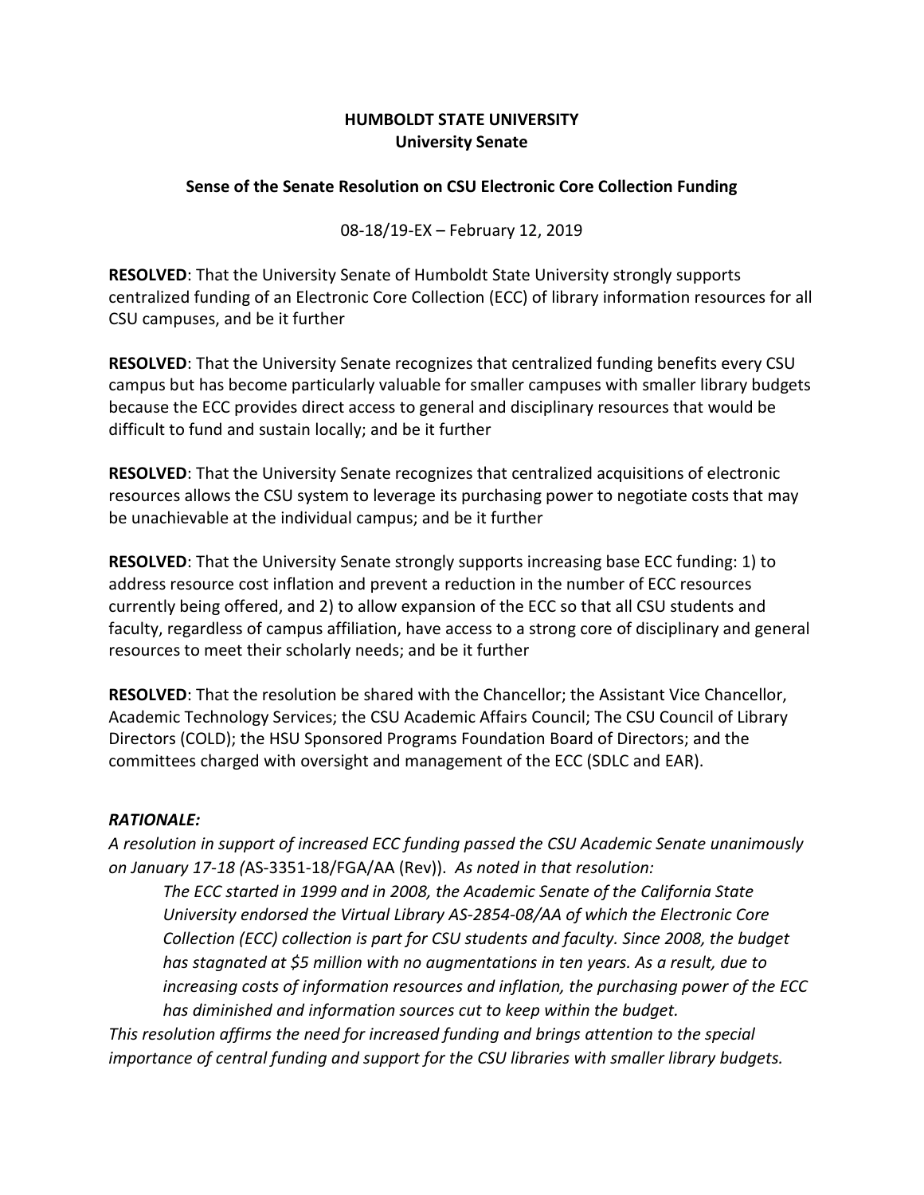**HUMBOLDT STATE UNIVERSITY**
**University Senate**

**Sense of the Senate Resolution on CSU Electronic Core Collection Funding**

08-18/19-EX – February 12, 2019

**RESOLVED**: That the University Senate of Humboldt State University strongly supports centralized funding of an Electronic Core Collection (ECC) of library information resources for all CSU campuses, and be it further

**RESOLVED**: That the University Senate recognizes that centralized funding benefits every CSU campus but has become particularly valuable for smaller campuses with smaller library budgets because the ECC provides direct access to general and disciplinary resources that would be difficult to fund and sustain locally; and be it further

**RESOLVED**: That the University Senate recognizes that centralized acquisitions of electronic resources allows the CSU system to leverage its purchasing power to negotiate costs that may be unachievable at the individual campus; and be it further

**RESOLVED**: That the University Senate strongly supports increasing base ECC funding: 1) to address resource cost inflation and prevent a reduction in the number of ECC resources currently being offered, and 2) to allow expansion of the ECC so that all CSU students and faculty, regardless of campus affiliation, have access to a strong core of disciplinary and general resources to meet their scholarly needs; and be it further

**RESOLVED**: That the resolution be shared with the Chancellor; the Assistant Vice Chancellor, Academic Technology Services; the CSU Academic Affairs Council; The CSU Council of Library Directors (COLD); the HSU Sponsored Programs Foundation Board of Directors; and the committees charged with oversight and management of the ECC (SDLC and EAR).

***RATIONALE:***

*A resolution in support of increased ECC funding passed the CSU Academic Senate unanimously on January 17-18 (*AS-3351-18/FGA/AA (Rev)). *As noted in that resolution:*

> *The ECC started in 1999 and in 2008, the Academic Senate of the California State University endorsed the Virtual Library AS-2854-08/AA of which the Electronic Core Collection (ECC) collection is part for CSU students and faculty. Since 2008, the budget has stagnated at $5 million with no augmentations in ten years. As a result, due to increasing costs of information resources and inflation, the purchasing power of the ECC has diminished and information sources cut to keep within the budget.*

*This resolution affirms the need for increased funding and brings attention to the special importance of central funding and support for the CSU libraries with smaller library budgets.*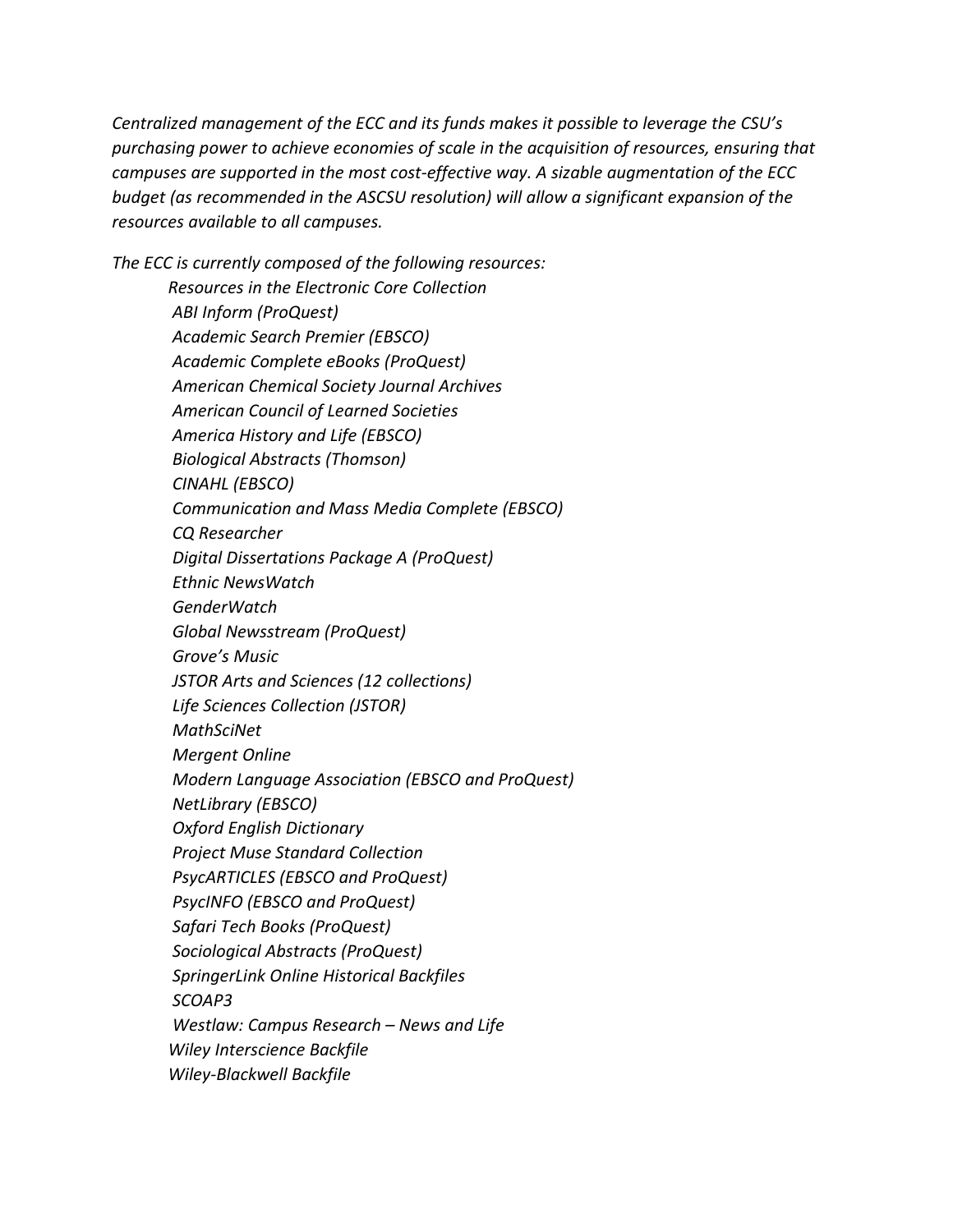*Centralized management of the ECC and its funds makes it possible to leverage the CSU's purchasing power to achieve economies of scale in the acquisition of resources, ensuring that campuses are supported in the most cost-effective way. A sizable augmentation of the ECC budget (as recommended in the ASCSU resolution) will allow a significant expansion of the resources available to all campuses.*

*The ECC is currently composed of the following resources:*

*Resources in the Electronic Core Collection*

- *ABI Inform (ProQuest)*
- *Academic Search Premier (EBSCO)*
- *Academic Complete eBooks (ProQuest)*
- *American Chemical Society Journal Archives*
- *American Council of Learned Societies*
- *America History and Life (EBSCO)*
- *Biological Abstracts (Thomson)*
- *CINAHL (EBSCO)*
- *Communication and Mass Media Complete (EBSCO)*
- *CQ Researcher*
- *Digital Dissertations Package A (ProQuest)*
- *Ethnic NewsWatch*
- *GenderWatch*
- *Global Newsstream (ProQuest)*
- *Grove's Music*
- *JSTOR Arts and Sciences (12 collections)*
- *Life Sciences Collection (JSTOR)*
- *MathSciNet*
- *Mergent Online*
- *Modern Language Association (EBSCO and ProQuest)*
- *NetLibrary (EBSCO)*
- *Oxford English Dictionary*
- *Project Muse Standard Collection*
- *PsycARTICLES (EBSCO and ProQuest)*
- *PsycINFO (EBSCO and ProQuest)*
- *Safari Tech Books (ProQuest)*
- *Sociological Abstracts (ProQuest)*
- *SpringerLink Online Historical Backfiles*
- *SCOAP3*
- *Westlaw: Campus Research – News and Life*
- *Wiley Interscience Backfile*
- *Wiley-Blackwell Backfile*